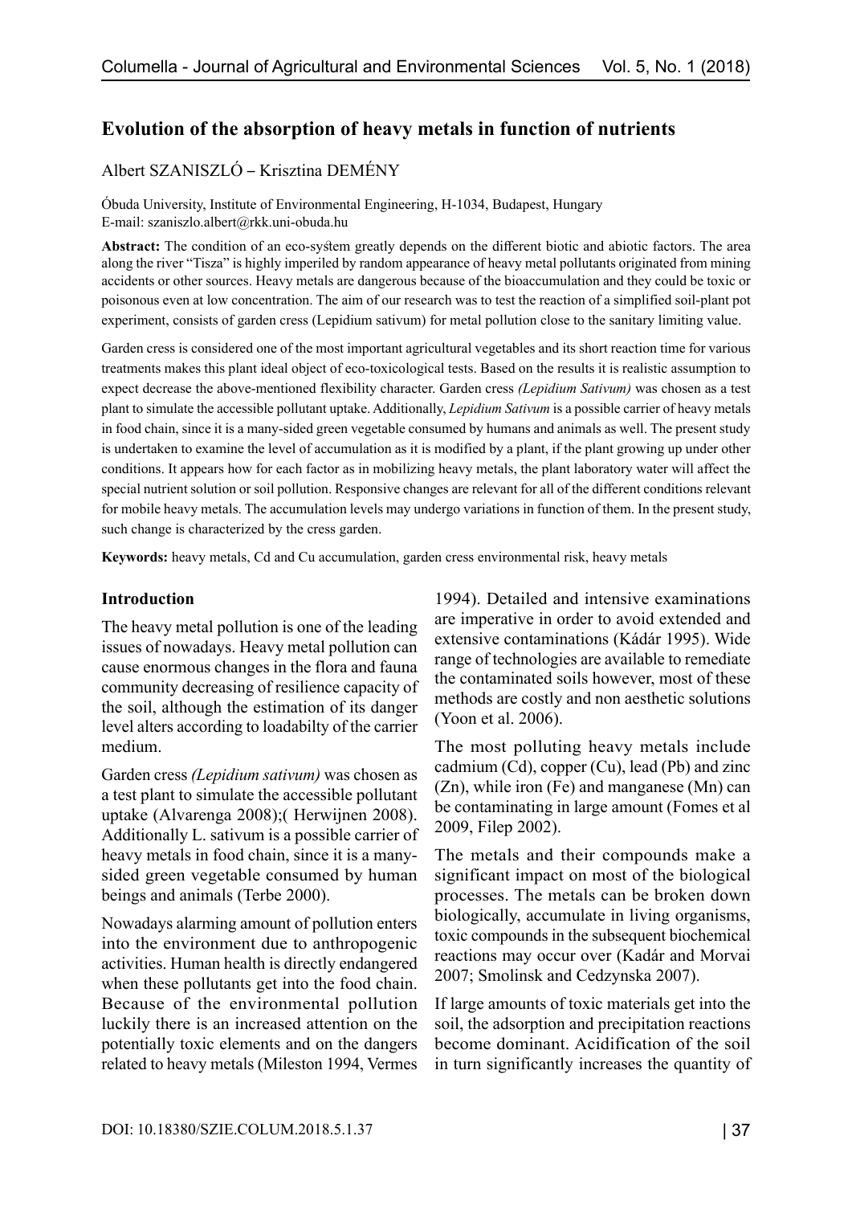# Evolution of the absorption of heavy metals in function of nutrients

Albert SZANISZLÓ – Krisztina DEMÉNY

Óbuda University, Institute of Environmental Engineering, H-1034, Budapest, Hungary
E-mail: szaniszlo.albert@rkk.uni-obuda.hu

**Abstract:** The condition of an eco-sytem greatly depends on the different biotic and abiotic factors. The area along the river "Tisza" is highly imperiled by random appearance of heavy metal pollutants originated from mining accidents or other sources. Heavy metals are dangerous because of the bioaccumulation and they could be toxic or poisonous even at low concentration. The aim of our research was to test the reaction of a simplified soil-plant pot experiment, consists of garden cress (Lepidium sativum) for metal pollution close to the sanitary limiting value.

Garden cress is considered one of the most important agricultural vegetables and its short reaction time for various treatments makes this plant ideal object of eco-toxicological tests. Based on the results it is realistic assumption to expect decrease the above-mentioned flexibility character. Garden cress *(Lepidium Sativum)* was chosen as a test plant to simulate the accessible pollutant uptake. Additionally, *Lepidium Sativum* is a possible carrier of heavy metals in food chain, since it is a many-sided green vegetable consumed by humans and animals as well. The present study is undertaken to examine the level of accumulation as it is modified by a plant, if the plant growing up under other conditions. It appears how for each factor as in mobilizing heavy metals, the plant laboratory water will affect the special nutrient solution or soil pollution. Responsive changes are relevant for all of the different conditions relevant for mobile heavy metals. The accumulation levels may undergo variations in function of them. In the present study, such change is characterized by the cress garden.

**Keywords:** heavy metals, Cd and Cu accumulation, garden cress environmental risk, heavy metals

## Introduction

The heavy metal pollution is one of the leading issues of nowadays. Heavy metal pollution can cause enormous changes in the flora and fauna community decreasing of resilience capacity of the soil, although the estimation of its danger level alters according to loadabilty of the carrier medium.

Garden cress *(Lepidium sativum)* was chosen as a test plant to simulate the accessible pollutant uptake (Alvarenga 2008);( Herwijnen 2008). Additionally L. sativum is a possible carrier of heavy metals in food chain, since it is a many-sided green vegetable consumed by human beings and animals (Terbe 2000).

Nowadays alarming amount of pollution enters into the environment due to anthropogenic activities. Human health is directly endangered when these pollutants get into the food chain. Because of the environmental pollution luckily there is an increased attention on the potentially toxic elements and on the dangers related to heavy metals (Mileston 1994, Vermes 1994). Detailed and intensive examinations are imperative in order to avoid extended and extensive contaminations (Kádár 1995). Wide range of technologies are available to remediate the contaminated soils however, most of these methods are costly and non aesthetic solutions (Yoon et al. 2006).

The most polluting heavy metals include cadmium (Cd), copper (Cu), lead (Pb) and zinc (Zn), while iron (Fe) and manganese (Mn) can be contaminating in large amount (Fomes et al 2009, Filep 2002).

The metals and their compounds make a significant impact on most of the biological processes. The metals can be broken down biologically, accumulate in living organisms, toxic compounds in the subsequent biochemical reactions may occur over (Kadár and Morvai 2007; Smolinsk and Cedzynska 2007).

If large amounts of toxic materials get into the soil, the adsorption and precipitation reactions become dominant. Acidification of the soil in turn significantly increases the quantity of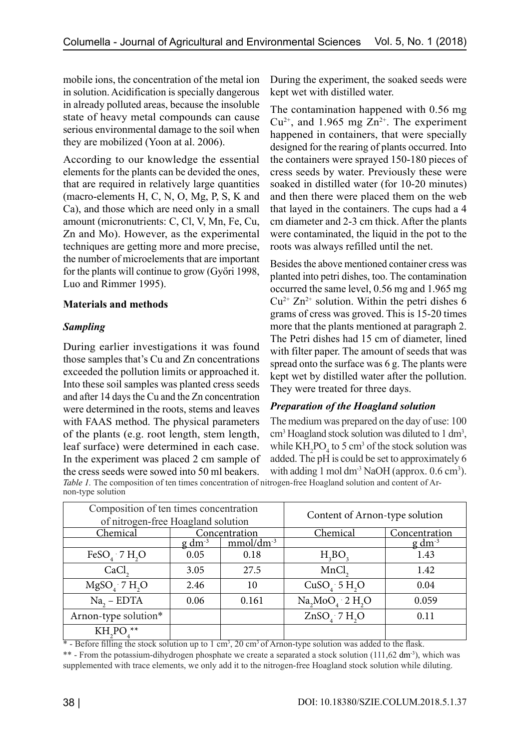mobile ions, the concentration of the metal ion in solution. Acidification is specially dangerous in already polluted areas, because the insoluble state of heavy metal compounds can cause serious environmental damage to the soil when they are mobilized (Yoon at al. 2006).

According to our knowledge the essential elements for the plants can be devided the ones, that are required in relatively large quantities (macro-elements H, C, N, O, Mg, P, S, K and Ca), and those which are need only in a small amount (micronutrients: C, Cl, V, Mn, Fe, Cu, Zn and Mo). However, as the experimental techniques are getting more and more precise, the number of microelements that are important for the plants will continue to grow (Győri 1998, Luo and Rimmer 1995).

**Materials and methods**

***Sampling***

During earlier investigations it was found those samples that's Cu and Zn concentrations exceeded the pollution limits or approached it. Into these soil samples was planted cress seeds and after 14 days the Cu and the Zn concentration were determined in the roots, stems and leaves with FAAS method. The physical parameters of the plants (e.g. root length, stem length, leaf surface) were determined in each case. In the experiment was placed 2 cm sample of the cress seeds were sowed into 50 ml beakers. During the experiment, the soaked seeds were kept wet with distilled water.

The contamination happened with 0.56 mg $Cu^{2+}$, and 1.965 mg $Zn^{2+}$. The experiment happened in containers, that were specially designed for the rearing of plants occurred. Into the containers were sprayed 150-180 pieces of cress seeds by water. Previously these were soaked in distilled water (for 10-20 minutes) and then there were placed them on the web that layed in the containers. The cups had a 4 cm diameter and 2-3 cm thick. After the plants were contaminated, the liquid in the pot to the roots was always refilled until the net.

Besides the above mentioned container cress was planted into petri dishes, too. The contamination occurred the same level, 0.56 mg and 1.965 mg $Cu^{2+}$ $Zn^{2+}$ solution. Within the petri dishes 6 grams of cress was groved. This is 15-20 times more that the plants mentioned at paragraph 2. The Petri dishes had 15 cm of diameter, lined with filter paper. The amount of seeds that was spread onto the surface was 6 g. The plants were kept wet by distilled water after the pollution. They were treated for three days.

***Preparation of the Hoagland solution***

The medium was prepared on the day of use: 100 $cm^3$ Hoagland stock solution was diluted to 1 $dm^3$, while $KH_2PO_4$ to 5 $cm^3$ of the stock solution was added. The pH is could be set to approximately 6 with adding 1 mol $dm^{-3}$ NaOH (approx. 0.6 $cm^3$).

*Table 1.* The composition of ten times concentration of nitrogen-free Hoagland solution and content of Arnon-type solution

| Composition of ten times concentration of nitrogen-free Hoagland solution | | | Content of Arnon-type solution | |
|---|---|---|---|---|
| Chemical | Concentration | | Chemical | Concentration |
| | g $dm^{-3}$ | mmol/$dm^{-3}$ | | g $dm^{-3}$ |
| $FeSO_4 \cdot 7H_2O$ | 0.05 | 0.18 | $H_3BO_3$ | 1.43 |
| $CaCl_2$ | 3.05 | 27.5 | $MnCl_2$ | 1.42 |
| $MgSO_4 \cdot 7H_2O$ | 2.46 | 10 | $CuSO_4 \cdot 5H_2O$ | 0.04 |
| $Na_2$ – EDTA | 0.06 | 0.161 | $Na_2MoO_4 \cdot 2H_2O$ | 0.059 |
| Arnon-type solution* | | | $ZnSO_4 \cdot 7H_2O$ | 0.11 |
| $KH_2PO_4$** | | | | |

\* - Before filling the stock solution up to 1 $cm^3$, 20 $cm^3$ of Arnon-type solution was added to the flask.

** - From the potassium-dihydrogen phosphate we create a separated a stock solution (111,62 $dm^{-3}$), which was supplemented with trace elements, we only add it to the nitrogen-free Hoagland stock solution while diluting.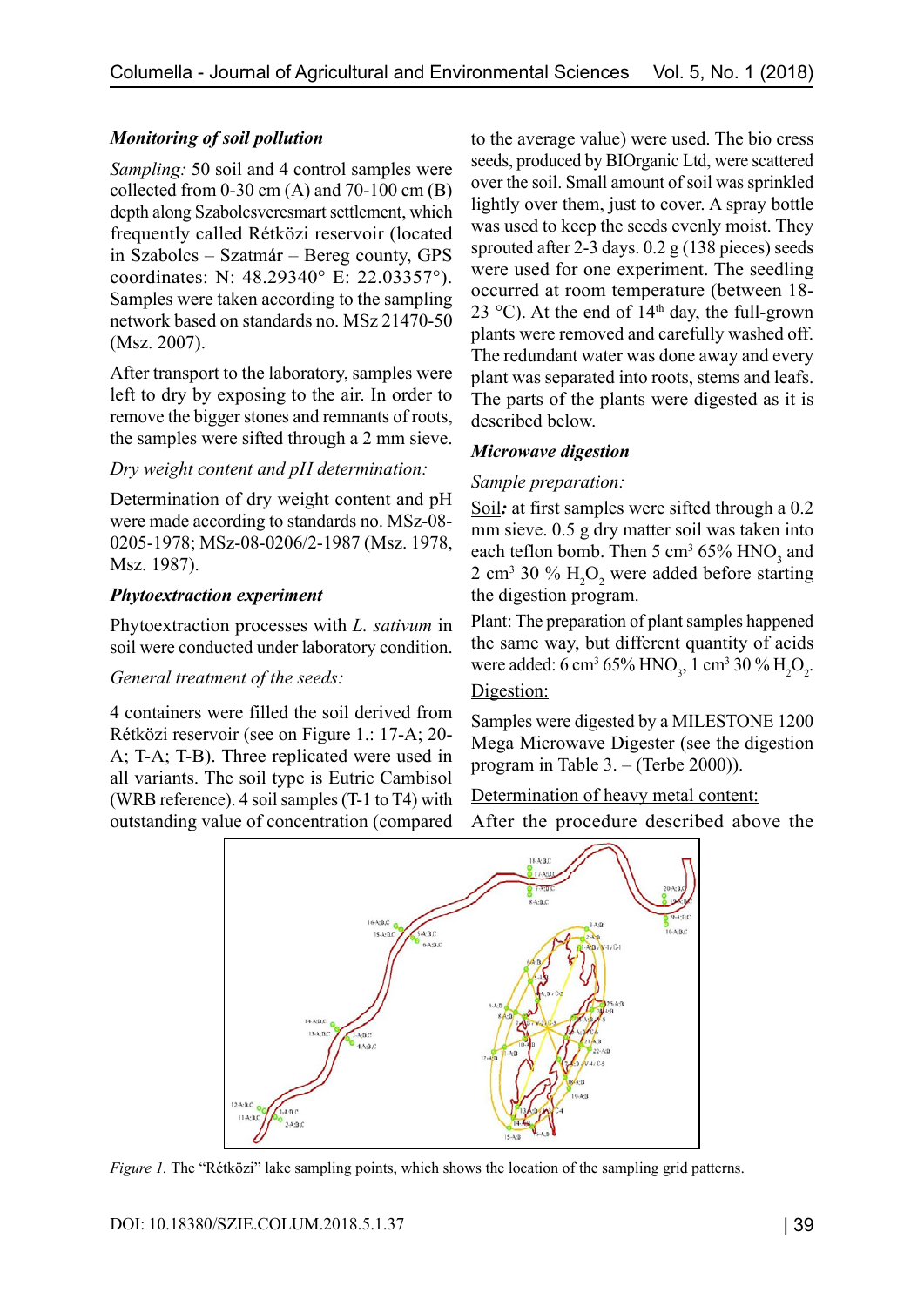### Monitoring of soil pollution

*Sampling:* 50 soil and 4 control samples were collected from 0-30 cm (A) and 70-100 cm (B) depth along Szabolcsveresmart settlement, which frequently called Rétközi reservoir (located in Szabolcs – Szatmár – Bereg county, GPS coordinates: N: 48.29340° E: 22.03357°). Samples were taken according to the sampling network based on standards no. MSz 21470-50 (Msz. 2007).

After transport to the laboratory, samples were left to dry by exposing to the air. In order to remove the bigger stones and remnants of roots, the samples were sifted through a 2 mm sieve.

*Dry weight content and pH determination:*

Determination of dry weight content and pH were made according to standards no. MSz-08-0205-1978; MSz-08-0206/2-1987 (Msz. 1978, Msz. 1987).

### Phytoextraction experiment

Phytoextraction processes with *L. sativum* in soil were conducted under laboratory condition.

*General treatment of the seeds:*

4 containers were filled the soil derived from Rétközi reservoir (see on Figure 1.: 17-A; 20-A; T-A; T-B). Three replicated were used in all variants. The soil type is Eutric Cambisol (WRB reference). 4 soil samples (T-1 to T4) with outstanding value of concentration (compared to the average value) were used. The bio cress seeds, produced by BIOrganic Ltd, were scattered over the soil. Small amount of soil was sprinkled lightly over them, just to cover. A spray bottle was used to keep the seeds evenly moist. They sprouted after 2-3 days. 0.2 g (138 pieces) seeds were used for one experiment. The seedling occurred at room temperature (between 18-23 °C). At the end of 14[th] day, the full-grown plants were removed and carefully washed off. The redundant water was done away and every plant was separated into roots, stems and leafs. The parts of the plants were digested as it is described below.

### Microwave digestion

*Sample preparation:*

Soil*:* at first samples were sifted through a 0.2 mm sieve. 0.5 g dry matter soil was taken into each teflon bomb. Then 5 $cm^3$ 65% $HNO_3$ and 2 $cm^3$ 30 % $H_2O_2$ were added before starting the digestion program.

Plant: The preparation of plant samples happened the same way, but different quantity of acids were added: 6 $cm^3$ 65% $HNO_3$, 1 $cm^3$ 30 % $H_2O_2$.

Digestion:

Samples were digested by a MILESTONE 1200 Mega Microwave Digester (see the digestion program in Table 3. – (Terbe 2000)).

Determination of heavy metal content:

After the procedure described above the

*Figure 1.* The "Rétközi" lake sampling points, which shows the location of the sampling grid patterns.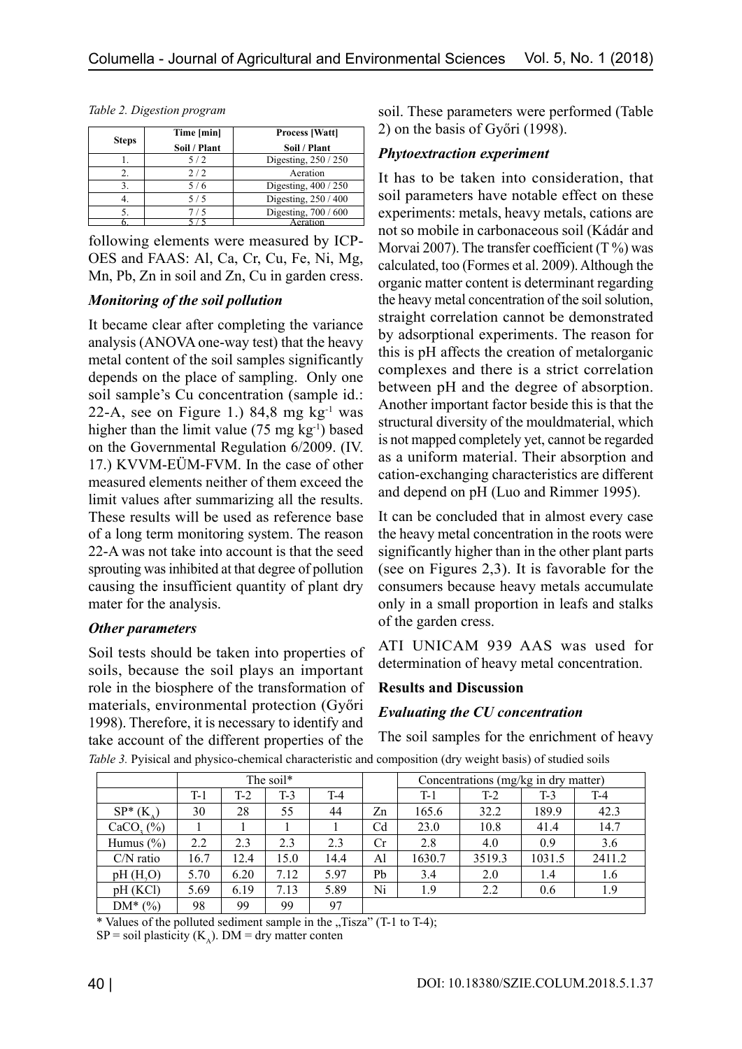*Table 2. Digestion program*

| Steps | Time [min] | Process [Watt] |
|---|---|---|
| | Soil / Plant | Soil / Plant |
| 1. | 5 / 2 | Digesting, 250 / 250 |
| 2. | 2 / 2 | Aeration |
| 3. | 5 / 6 | Digesting, 400 / 250 |
| 4. | 5 / 5 | Digesting, 250 / 400 |
| 5. | 7 / 5 | Digesting, 700 / 600 |
| 6. | 5 / 5 | Aeration |

following elements were measured by ICP-OES and FAAS: Al, Ca, Cr, Cu, Fe, Ni, Mg, Mn, Pb, Zn in soil and Zn, Cu in garden cress.

### *Monitoring of the soil pollution*

It became clear after completing the variance analysis (ANOVA one-way test) that the heavy metal content of the soil samples significantly depends on the place of sampling. Only one soil sample's Cu concentration (sample id.: 22-A, see on Figure 1.) 84,8 mg $kg^{-1}$ was higher than the limit value (75 mg $kg^{-1}$) based on the Governmental Regulation 6/2009. (IV. 17.) KVVM-EÜM-FVM. In the case of other measured elements neither of them exceed the limit values after summarizing all the results. These results will be used as reference base of a long term monitoring system. The reason 22-A was not take into account is that the seed sprouting was inhibited at that degree of pollution causing the insufficient quantity of plant dry mater for the analysis.

### *Other parameters*

Soil tests should be taken into properties of soils, because the soil plays an important role in the biosphere of the transformation of materials, environmental protection (Győri 1998). Therefore, it is necessary to identify and take account of the different properties of the soil. These parameters were performed (Table 2) on the basis of Győri (1998).

### *Phytoextraction experiment*

It has to be taken into consideration, that soil parameters have notable effect on these experiments: metals, heavy metals, cations are not so mobile in carbonaceous soil (Kádár and Morvai 2007). The transfer coefficient (T %) was calculated, too (Formes et al. 2009). Although the organic matter content is determinant regarding the heavy metal concentration of the soil solution, straight correlation cannot be demonstrated by adsorptional experiments. The reason for this is pH affects the creation of metalorganic complexes and there is a strict correlation between pH and the degree of absorption. Another important factor beside this is that the structural diversity of the mouldmaterial, which is not mapped completely yet, cannot be regarded as a uniform material. Their absorption and cation-exchanging characteristics are different and depend on pH (Luo and Rimmer 1995).

It can be concluded that in almost every case the heavy metal concentration in the roots were significantly higher than in the other plant parts (see on Figures 2,3). It is favorable for the consumers because heavy metals accumulate only in a small proportion in leafs and stalks of the garden cress.

ATI UNICAM 939 AAS was used for determination of heavy metal concentration.

## Results and Discussion

### *Evaluating the CU concentration*

The soil samples for the enrichment of heavy

*Table 3.* Pyisical and physico-chemical characteristic and composition (dry weight basis) of studied soils

| | The soil* | | | | | Concentrations (mg/kg in dry matter) | | | |
|---|---|---|---|---|---|---|---|---|---|
| | T-1 | T-2 | T-3 | T-4 | | T-1 | T-2 | T-3 | T-4 |
| SP* ($K_A$) | 30 | 28 | 55 | 44 | Zn | 165.6 | 32.2 | 189.9 | 42.3 |
| $CaCO_3$ (%) | 1 | 1 | 1 | 1 | Cd | 23.0 | 10.8 | 41.4 | 14.7 |
| Humus (%) | 2.2 | 2.3 | 2.3 | 2.3 | Cr | 2.8 | 4.0 | 0.9 | 3.6 |
| C/N ratio | 16.7 | 12.4 | 15.0 | 14.4 | Al | 1630.7 | 3519.3 | 1031.5 | 2411.2 |
| pH ($H_2O$) | 5.70 | 6.20 | 7.12 | 5.97 | Pb | 3.4 | 2.0 | 1.4 | 1.6 |
| pH (KCl) | 5.69 | 6.19 | 7.13 | 5.89 | Ni | 1.9 | 2.2 | 0.6 | 1.9 |
| DM* (%) | 98 | 99 | 99 | 97 | | | | | |

\* Values of the polluted sediment sample in the „Tisza" (T-1 to T-4);

SP = soil plasticity ($K_A$). DM = dry matter conten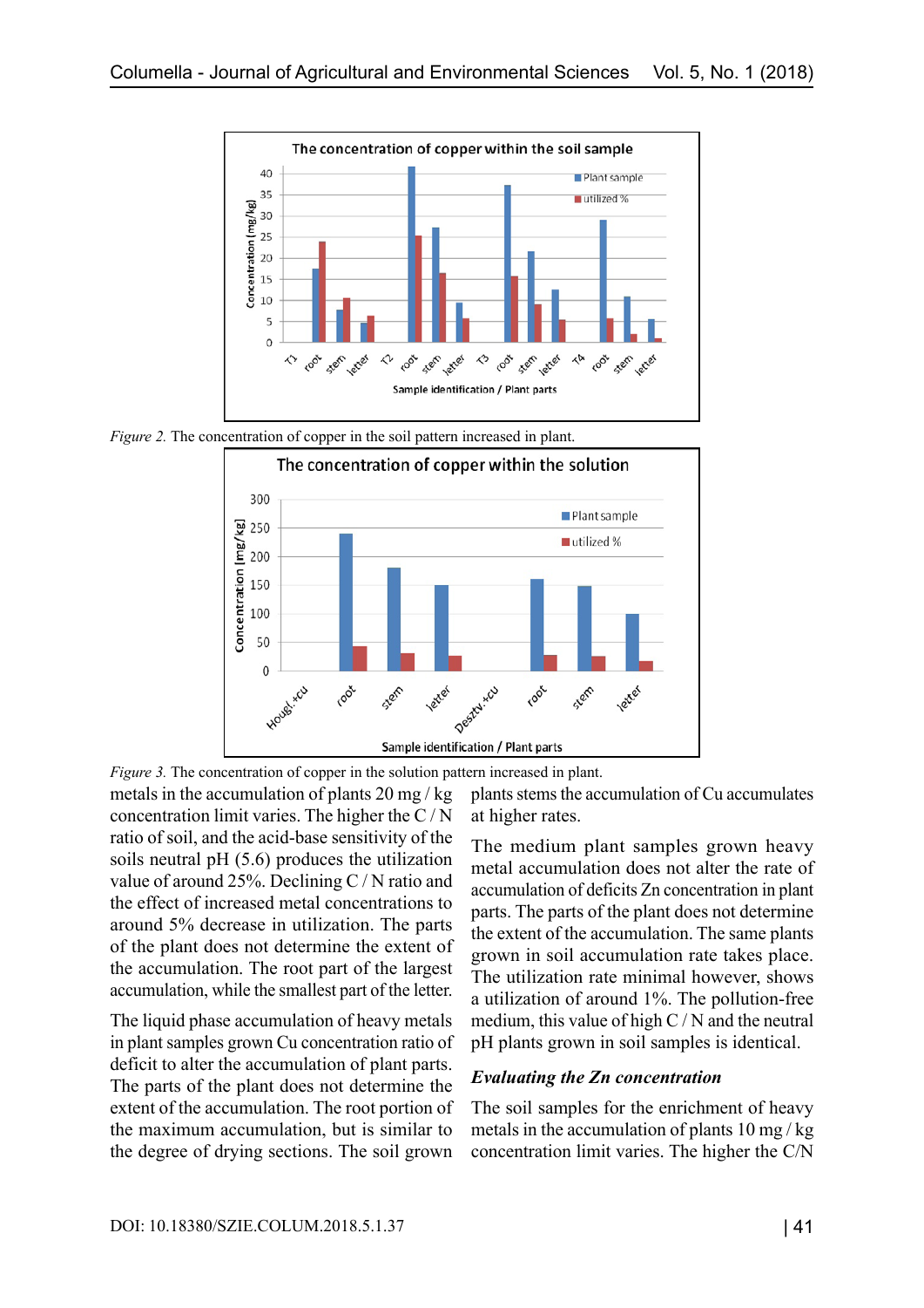*Figure 2.* The concentration of copper in the soil pattern increased in plant.

*Figure 3.* The concentration of copper in the solution pattern increased in plant.

metals in the accumulation of plants 20 mg / kg concentration limit varies. The higher the C / N ratio of soil, and the acid-base sensitivity of the soils neutral pH (5.6) produces the utilization value of around 25%. Declining C / N ratio and the effect of increased metal concentrations to around 5% decrease in utilization. The parts of the plant does not determine the extent of the accumulation. The root part of the largest accumulation, while the smallest part of the letter.

The liquid phase accumulation of heavy metals in plant samples grown Cu concentration ratio of deficit to alter the accumulation of plant parts. The parts of the plant does not determine the extent of the accumulation. The root portion of the maximum accumulation, but is similar to the degree of drying sections. The soil grown plants stems the accumulation of Cu accumulates at higher rates.

The medium plant samples grown heavy metal accumulation does not alter the rate of accumulation of deficits Zn concentration in plant parts. The parts of the plant does not determine the extent of the accumulation. The same plants grown in soil accumulation rate takes place. The utilization rate minimal however, shows a utilization of around 1%. The pollution-free medium, this value of high C / N and the neutral pH plants grown in soil samples is identical.

### *Evaluating the Zn concentration*

The soil samples for the enrichment of heavy metals in the accumulation of plants 10 mg / kg concentration limit varies. The higher the C/N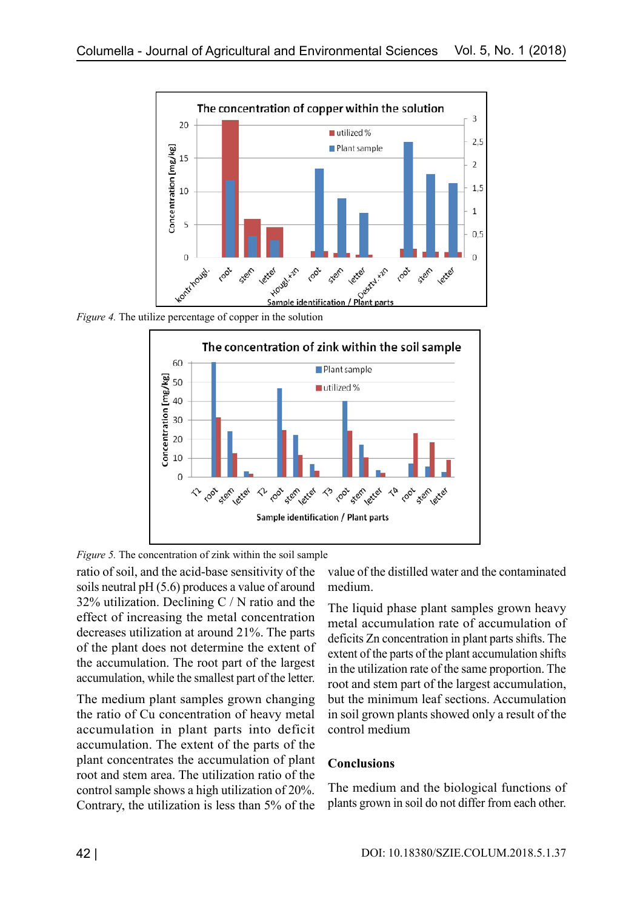*Figure 4.* The utilize percentage of copper in the solution

*Figure 5.* The concentration of zink within the soil sample

ratio of soil, and the acid-base sensitivity of the soils neutral pH (5.6) produces a value of around 32% utilization. Declining C / N ratio and the effect of increasing the metal concentration decreases utilization at around 21%. The parts of the plant does not determine the extent of the accumulation. The root part of the largest accumulation, while the smallest part of the letter.

The medium plant samples grown changing the ratio of Cu concentration of heavy metal accumulation in plant parts into deficit accumulation. The extent of the parts of the plant concentrates the accumulation of plant root and stem area. The utilization ratio of the control sample shows a high utilization of 20%. Contrary, the utilization is less than 5% of the value of the distilled water and the contaminated medium.

The liquid phase plant samples grown heavy metal accumulation rate of accumulation of deficits Zn concentration in plant parts shifts. The extent of the parts of the plant accumulation shifts in the utilization rate of the same proportion. The root and stem part of the largest accumulation, but the minimum leaf sections. Accumulation in soil grown plants showed only a result of the control medium

## Conclusions

The medium and the biological functions of plants grown in soil do not differ from each other.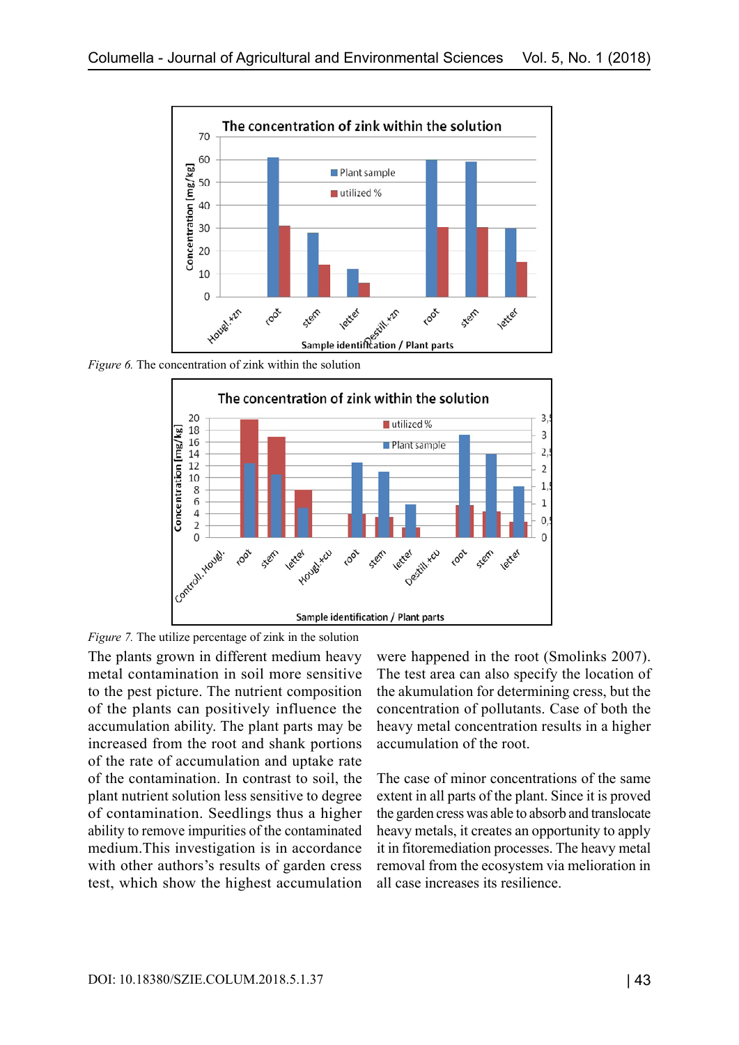*Figure 6.* The concentration of zink within the solution

*Figure 7.* The utilize percentage of zink in the solution

The plants grown in different medium heavy metal contamination in soil more sensitive to the pest picture. The nutrient composition of the plants can positively influence the accumulation ability. The plant parts may be increased from the root and shank portions of the rate of accumulation and uptake rate of the contamination. In contrast to soil, the plant nutrient solution less sensitive to degree of contamination. Seedlings thus a higher ability to remove impurities of the contaminated medium.This investigation is in accordance with other authors's results of garden cress test, which show the highest accumulation were happened in the root (Smolinks 2007). The test area can also specify the location of the akumulation for determining cress, but the concentration of pollutants. Case of both the heavy metal concentration results in a higher accumulation of the root.

The case of minor concentrations of the same extent in all parts of the plant. Since it is proved the garden cress was able to absorb and translocate heavy metals, it creates an opportunity to apply it in fitoremediation processes. The heavy metal removal from the ecosystem via melioration in all case increases its resilience.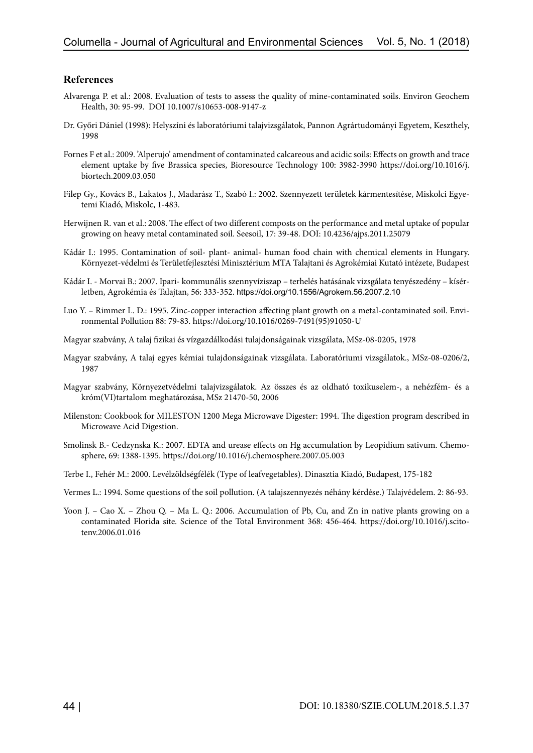## References

Alvarenga P. et al.: 2008. Evaluation of tests to assess the quality of mine-contaminated soils. Environ Geochem Health, 30: 95-99. DOI 10.1007/s10653-008-9147-z

Dr. Győri Dániel (1998): Helyszíni és laboratóriumi talajvizsgálatok, Pannon Agrártudományi Egyetem, Keszthely, 1998

Fornes F et al.: 2009. 'Alperujo' amendment of contaminated calcareous and acidic soils: Effects on growth and trace element uptake by five Brassica species, Bioresource Technology 100: 3982-3990 https://doi.org/10.1016/j.biortech.2009.03.050

Filep Gy., Kovács B., Lakatos J., Madarász T., Szabó I.: 2002. Szennyezett területek kármentesítése, Miskolci Egyetemi Kiadó, Miskolc, 1-483.

Herwijnen R. van et al.: 2008. The effect of two different composts on the performance and metal uptake of popular growing on heavy metal contaminated soil. Seesoil, 17: 39-48. DOI: 10.4236/ajps.2011.25079

Kádár I.: 1995. Contamination of soil- plant- animal- human food chain with chemical elements in Hungary. Környezet-védelmi és Területfejlesztési Minisztérium MTA Talajtani és Agrokémiai Kutató intézete, Budapest

Kádár I. - Morvai B.: 2007. Ipari- kommunális szennyvíziszap – terhelés hatásának vizsgálata tenyészedény – kísérletben, Agrokémia és Talajtan, 56: 333-352. https://doi.org/10.1556/Agrokem.56.2007.2.10

Luo Y. – Rimmer L. D.: 1995. Zinc-copper interaction affecting plant growth on a metal-contaminated soil. Environmental Pollution 88: 79-83. https://doi.org/10.1016/0269-7491(95)91050-U

Magyar szabvány, A talaj fizikai és vízgazdálkodási tulajdonságainak vizsgálata, MSz-08-0205, 1978

Magyar szabvány, A talaj egyes kémiai tulajdonságainak vizsgálata. Laboratóriumi vizsgálatok., MSz-08-0206/2, 1987

Magyar szabvány, Környezetvédelmi talajvizsgálatok. Az összes és az oldható toxikuselem-, a nehézfém- és a króm(VI)tartalom meghatározása, MSz 21470-50, 2006

Milenston: Cookbook for MILESTON 1200 Mega Microwave Digester: 1994. The digestion program described in Microwave Acid Digestion.

Smolinsk B.- Cedzynska K.: 2007. EDTA and urease effects on Hg accumulation by Leopidium sativum. Chemosphere, 69: 1388-1395. https://doi.org/10.1016/j.chemosphere.2007.05.003

Terbe I., Fehér M.: 2000. Levélzöldségfélék (Type of leafvegetables). Dinasztia Kiadó, Budapest, 175-182

Vermes L.: 1994. Some questions of the soil pollution. (A talajszennyezés néhány kérdése.) Talajvédelem. 2: 86-93.

Yoon J. – Cao X. – Zhou Q. – Ma L. Q.: 2006. Accumulation of Pb, Cu, and Zn in native plants growing on a contaminated Florida site. Science of the Total Environment 368: 456-464. https://doi.org/10.1016/j.scitotenv.2006.01.016